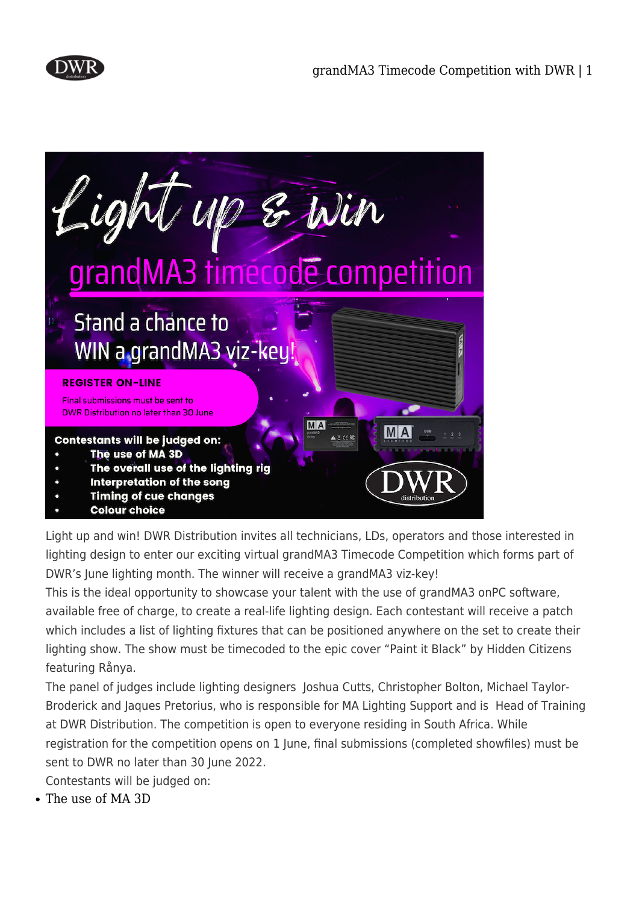# Light up & win

## grandMA3 timecode competition

Stand a chance to WIN a grandMA3 viz-key!

**REGISTER ON-LINE**

Final submissions must be sent to DWR Distribution no later than 30 June

**Contestants will be judged on:**

- **The use of MA 3D**
- **The overall use of the lighting rig**
- **Interpretation of the song**
- **Timing of cue changes**
- **Colour choice**

Light up and win! DWR Distribution invites all technicians, LDs, operators and those interested in lighting design to enter our exciting virtual grandMA3 Timecode Competition which forms part of DWR's June lighting month. The winner will receive a grandMA3 viz-key!

This is the ideal opportunity to showcase your talent with the use of grandMA3 onPC software, available free of charge, to create a real-life lighting design. Each contestant will receive a patch which includes a list of lighting fixtures that can be positioned anywhere on the set to create their lighting show. The show must be timecoded to the epic cover "Paint it Black" by Hidden Citizens featuring Rånya.

The panel of judges include lighting designers Joshua Cutts, Christopher Bolton, Michael Taylor-Broderick and Jaques Pretorius, who is responsible for MA Lighting Support and is Head of Training at DWR Distribution. The competition is open to everyone residing in South Africa. While registration for the competition opens on 1 June, final submissions (completed showfiles) must be sent to DWR no later than 30 June 2022.

Contestants will be judged on:

- The use of MA 3D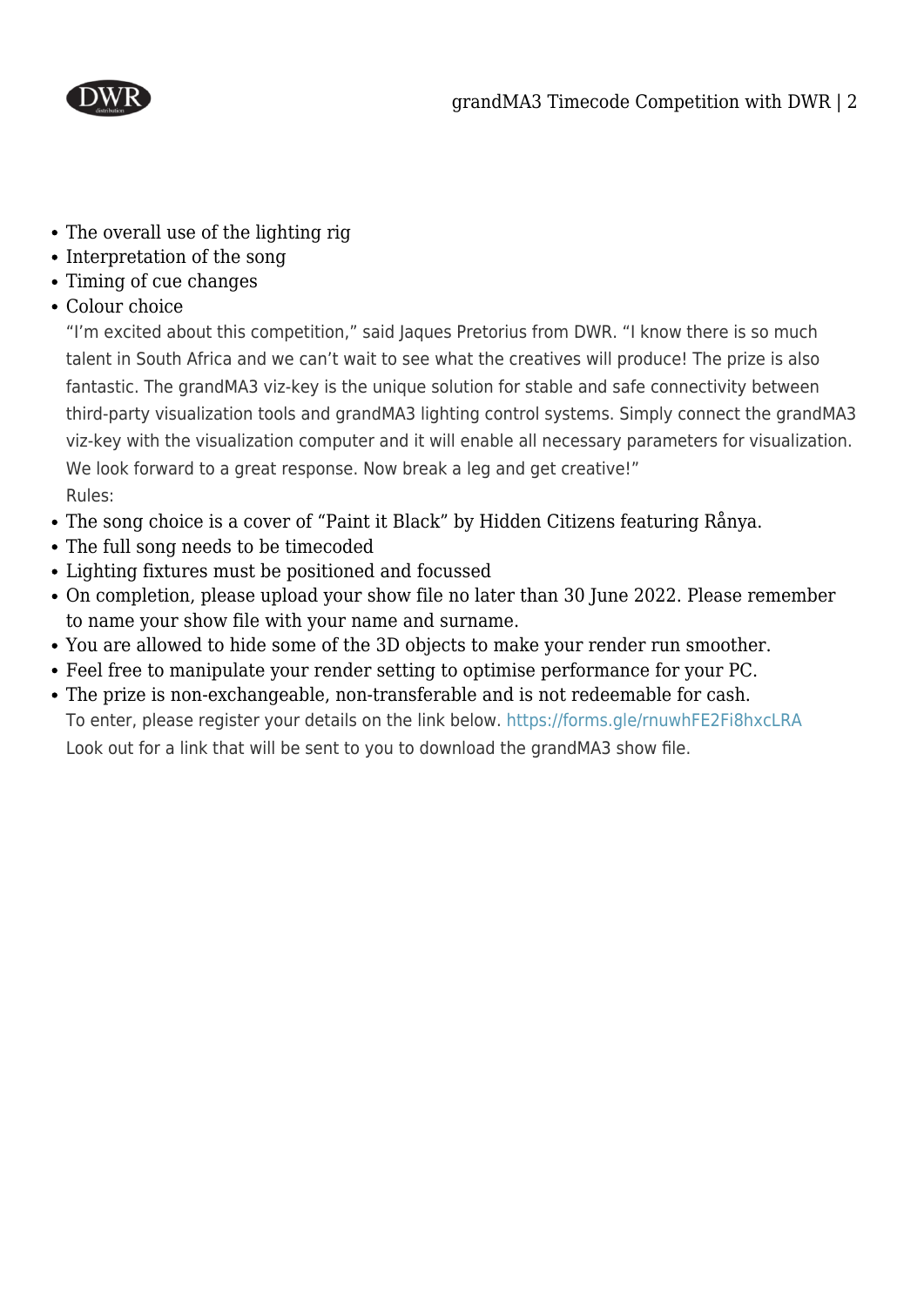- The overall use of the lighting rig
- Interpretation of the song
- Timing of cue changes
- Colour choice

“I’m excited about this competition,” said Jaques Pretorius from DWR. “I know there is so much talent in South Africa and we can’t wait to see what the creatives will produce! The prize is also fantastic. The grandMA3 viz-key is the unique solution for stable and safe connectivity between third-party visualization tools and grandMA3 lighting control systems. Simply connect the grandMA3 viz-key with the visualization computer and it will enable all necessary parameters for visualization. We look forward to a great response. Now break a leg and get creative!”

Rules:

- The song choice is a cover of “Paint it Black” by Hidden Citizens featuring Rånya.
- The full song needs to be timecoded
- Lighting fixtures must be positioned and focussed
- On completion, please upload your show file no later than 30 June 2022. Please remember to name your show file with your name and surname.
- You are allowed to hide some of the 3D objects to make your render run smoother.
- Feel free to manipulate your render setting to optimise performance for your PC.
- The prize is non-exchangeable, non-transferable and is not redeemable for cash.

To enter, please register your details on the link below. https://forms.gle/rnuwhFE2Fi8hxcLRA

Look out for a link that will be sent to you to download the grandMA3 show file.